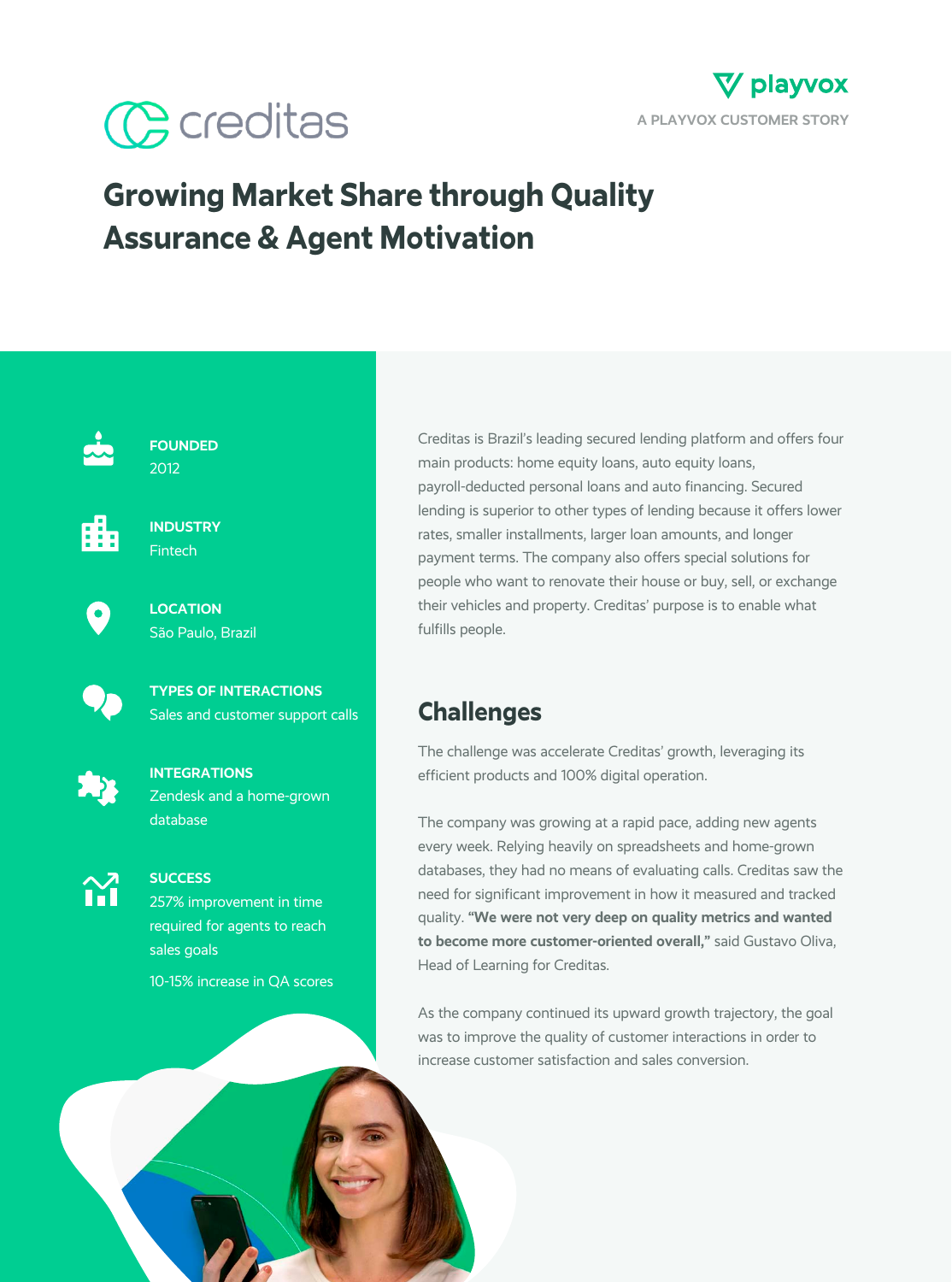creditas

A PLAYVOX CUSTOMER STORY

# Growing Market Share through Quality Assurance & Agent Motivation

**FOUNDED**
2012

**INDUSTRY**
Fintech

**LOCATION**
São Paulo, Brazil

**TYPES OF INTERACTIONS**
Sales and customer support calls

**INTEGRATIONS**
Zendesk and a home-grown database

**SUCCESS**
257% improvement in time required for agents to reach sales goals

10-15% increase in QA scores

Creditas is Brazil's leading secured lending platform and offers four main products: home equity loans, auto equity loans, payroll-deducted personal loans and auto financing. Secured lending is superior to other types of lending because it offers lower rates, smaller installments, larger loan amounts, and longer payment terms. The company also offers special solutions for people who want to renovate their house or buy, sell, or exchange their vehicles and property. Creditas' purpose is to enable what fulfills people.

## Challenges

The challenge was accelerate Creditas' growth, leveraging its efficient products and 100% digital operation.

The company was growing at a rapid pace, adding new agents every week. Relying heavily on spreadsheets and home-grown databases, they had no means of evaluating calls. Creditas saw the need for significant improvement in how it measured and tracked quality. **"We were not very deep on quality metrics and wanted to become more customer-oriented overall,"** said Gustavo Oliva, Head of Learning for Creditas.

As the company continued its upward growth trajectory, the goal was to improve the quality of customer interactions in order to increase customer satisfaction and sales conversion.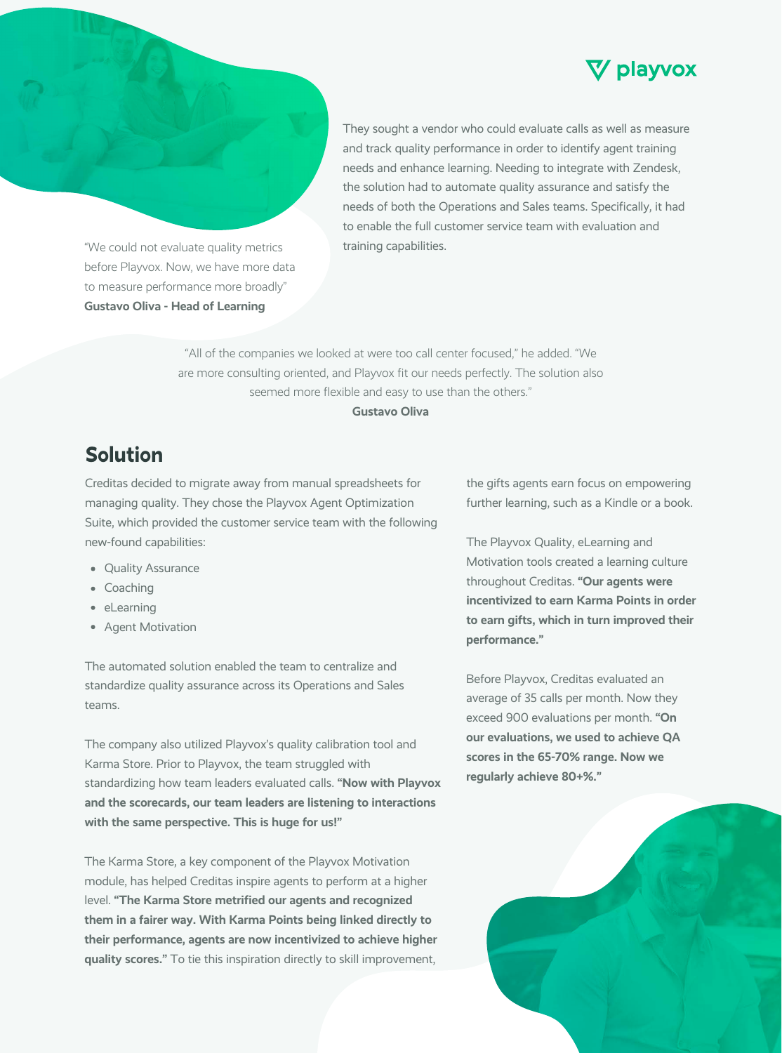They sought a vendor who could evaluate calls as well as measure and track quality performance in order to identify agent training needs and enhance learning. Needing to integrate with Zendesk, the solution had to automate quality assurance and satisfy the needs of both the Operations and Sales teams. Specifically, it had to enable the full customer service team with evaluation and training capabilities.

"We could not evaluate quality metrics before Playvox. Now, we have more data to measure performance more broadly"
**Gustavo Oliva - Head of Learning**

"All of the companies we looked at were too call center focused," he added. "We are more consulting oriented, and Playvox fit our needs perfectly. The solution also seemed more flexible and easy to use than the others."
**Gustavo Oliva**

## Solution

Creditas decided to migrate away from manual spreadsheets for managing quality. They chose the Playvox Agent Optimization Suite, which provided the customer service team with the following new-found capabilities:

- Quality Assurance
- Coaching
- eLearning
- Agent Motivation

The automated solution enabled the team to centralize and standardize quality assurance across its Operations and Sales teams.

The company also utilized Playvox's quality calibration tool and Karma Store. Prior to Playvox, the team struggled with standardizing how team leaders evaluated calls. **"Now with Playvox and the scorecards, our team leaders are listening to interactions with the same perspective. This is huge for us!"**

The Karma Store, a key component of the Playvox Motivation module, has helped Creditas inspire agents to perform at a higher level. **"The Karma Store metrified our agents and recognized them in a fairer way. With Karma Points being linked directly to their performance, agents are now incentivized to achieve higher quality scores."** To tie this inspiration directly to skill improvement, the gifts agents earn focus on empowering further learning, such as a Kindle or a book.

The Playvox Quality, eLearning and Motivation tools created a learning culture throughout Creditas. **"Our agents were incentivized to earn Karma Points in order to earn gifts, which in turn improved their performance."**

Before Playvox, Creditas evaluated an average of 35 calls per month. Now they exceed 900 evaluations per month. **"On our evaluations, we used to achieve QA scores in the 65-70% range. Now we regularly achieve 80+%."**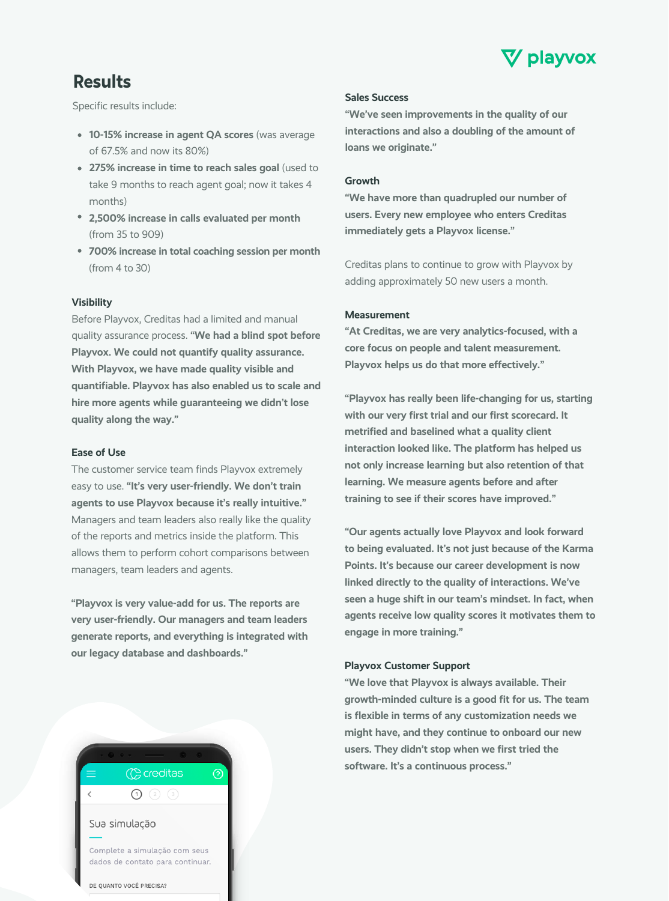## Results

Specific results include:

- **10-15% increase in agent QA scores** (was average of 67.5% and now its 80%)
- **275% increase in time to reach sales goal** (used to take 9 months to reach agent goal; now it takes 4 months)
- **2,500% increase in calls evaluated per month** (from 35 to 909)
- **700% increase in total coaching session per month** (from 4 to 30)

### Visibility

Before Playvox, Creditas had a limited and manual quality assurance process. **"We had a blind spot before Playvox. We could not quantify quality assurance. With Playvox, we have made quality visible and quantifiable. Playvox has also enabled us to scale and hire more agents while guaranteeing we didn't lose quality along the way."**

### Ease of Use

The customer service team finds Playvox extremely easy to use. **"It's very user-friendly. We don't train agents to use Playvox because it's really intuitive."** Managers and team leaders also really like the quality of the reports and metrics inside the platform. This allows them to perform cohort comparisons between managers, team leaders and agents.

**"Playvox is very value-add for us. The reports are very user-friendly. Our managers and team leaders generate reports, and everything is integrated with our legacy database and dashboards."**

### Sales Success

**"We've seen improvements in the quality of our interactions and also a doubling of the amount of loans we originate."**

### Growth

**"We have more than quadrupled our number of users. Every new employee who enters Creditas immediately gets a Playvox license."**

Creditas plans to continue to grow with Playvox by adding approximately 50 new users a month.

### Measurement

**"At Creditas, we are very analytics-focused, with a core focus on people and talent measurement. Playvox helps us do that more effectively."**

**"Playvox has really been life-changing for us, starting with our very first trial and our first scorecard. It metrified and baselined what a quality client interaction looked like. The platform has helped us not only increase learning but also retention of that learning. We measure agents before and after training to see if their scores have improved."**

**"Our agents actually love Playvox and look forward to being evaluated. It's not just because of the Karma Points. It's because our career development is now linked directly to the quality of interactions. We've seen a huge shift in our team's mindset. In fact, when agents receive low quality scores it motivates them to engage in more training."**

### Playvox Customer Support

**"We love that Playvox is always available. Their growth-minded culture is a good fit for us. The team is flexible in terms of any customization needs we might have, and they continue to onboard our new users. They didn't stop when we first tried the software. It's a continuous process."**